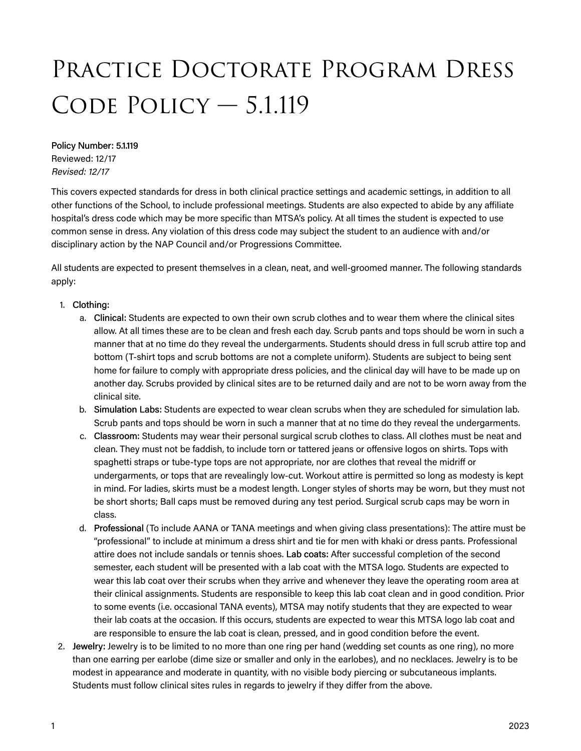# Practice Doctorate Program Dress Code Policy — 5.1.119

**Policy Number: 5.1.119**
Reviewed: 12/17
*Revised: 12/17*

This covers expected standards for dress in both clinical practice settings and academic settings, in addition to all other functions of the School, to include professional meetings. Students are also expected to abide by any affiliate hospital's dress code which may be more specific than MTSA's policy. At all times the student is expected to use common sense in dress. Any violation of this dress code may subject the student to an audience with and/or disciplinary action by the NAP Council and/or Progressions Committee.

All students are expected to present themselves in a clean, neat, and well-groomed manner. The following standards apply:

1. **Clothing:**
   a. **Clinical:** Students are expected to own their own scrub clothes and to wear them where the clinical sites allow. At all times these are to be clean and fresh each day. Scrub pants and tops should be worn in such a manner that at no time do they reveal the undergarments. Students should dress in full scrub attire top and bottom (T-shirt tops and scrub bottoms are not a complete uniform). Students are subject to being sent home for failure to comply with appropriate dress policies, and the clinical day will have to be made up on another day. Scrubs provided by clinical sites are to be returned daily and are not to be worn away from the clinical site.
   b. **Simulation Labs:** Students are expected to wear clean scrubs when they are scheduled for simulation lab. Scrub pants and tops should be worn in such a manner that at no time do they reveal the undergarments.
   c. **Classroom:** Students may wear their personal surgical scrub clothes to class. All clothes must be neat and clean. They must not be faddish, to include torn or tattered jeans or offensive logos on shirts. Tops with spaghetti straps or tube-type tops are not appropriate, nor are clothes that reveal the midriff or undergarments, or tops that are revealingly low-cut. Workout attire is permitted so long as modesty is kept in mind. For ladies, skirts must be a modest length. Longer styles of shorts may be worn, but they must not be short shorts; Ball caps must be removed during any test period. Surgical scrub caps may be worn in class.
   d. **Professional** (To include AANA or TANA meetings and when giving class presentations): The attire must be "professional" to include at minimum a dress shirt and tie for men with khaki or dress pants. Professional attire does not include sandals or tennis shoes. **Lab coats:** After successful completion of the second semester, each student will be presented with a lab coat with the MTSA logo. Students are expected to wear this lab coat over their scrubs when they arrive and whenever they leave the operating room area at their clinical assignments. Students are responsible to keep this lab coat clean and in good condition. Prior to some events (i.e. occasional TANA events), MTSA may notify students that they are expected to wear their lab coats at the occasion. If this occurs, students are expected to wear this MTSA logo lab coat and are responsible to ensure the lab coat is clean, pressed, and in good condition before the event.
2. **Jewelry:** Jewelry is to be limited to no more than one ring per hand (wedding set counts as one ring), no more than one earring per earlobe (dime size or smaller and only in the earlobes), and no necklaces. Jewelry is to be modest in appearance and moderate in quantity, with no visible body piercing or subcutaneous implants. Students must follow clinical sites rules in regards to jewelry if they differ from the above.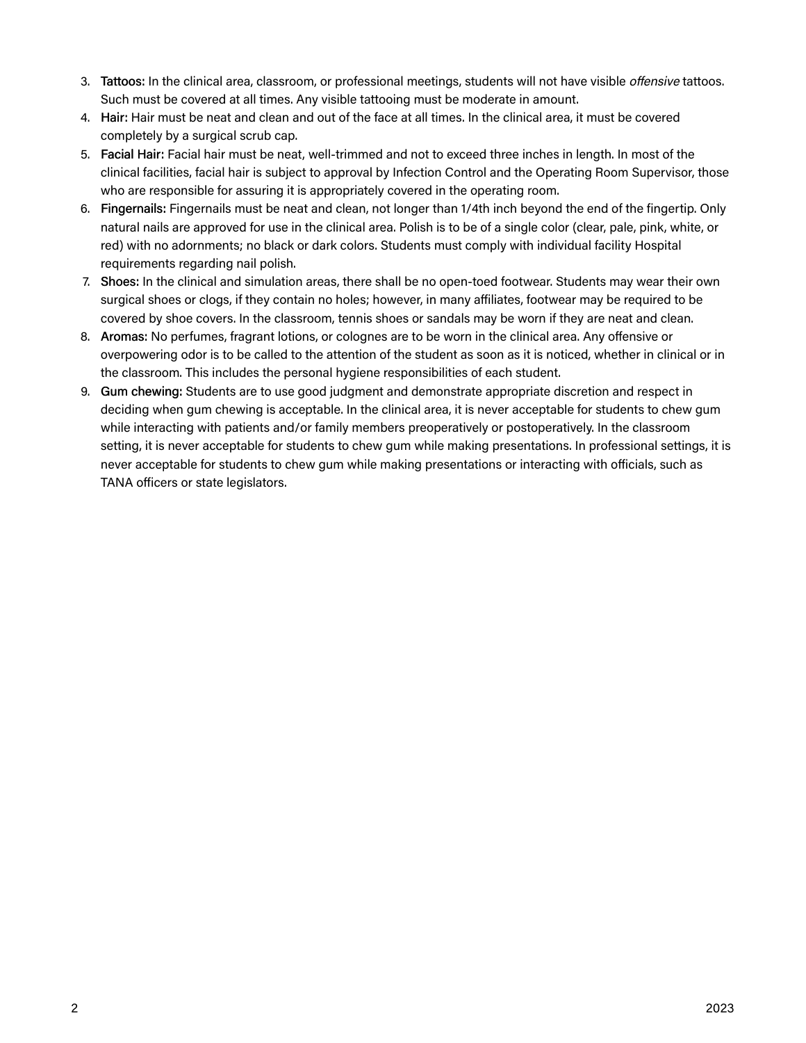3. **Tattoos:** In the clinical area, classroom, or professional meetings, students will not have visible *offensive* tattoos. Such must be covered at all times. Any visible tattooing must be moderate in amount.
4. **Hair:** Hair must be neat and clean and out of the face at all times. In the clinical area, it must be covered completely by a surgical scrub cap.
5. **Facial Hair:** Facial hair must be neat, well-trimmed and not to exceed three inches in length. In most of the clinical facilities, facial hair is subject to approval by Infection Control and the Operating Room Supervisor, those who are responsible for assuring it is appropriately covered in the operating room.
6. **Fingernails:** Fingernails must be neat and clean, not longer than 1/4th inch beyond the end of the fingertip. Only natural nails are approved for use in the clinical area. Polish is to be of a single color (clear, pale, pink, white, or red) with no adornments; no black or dark colors. Students must comply with individual facility Hospital requirements regarding nail polish.
7. **Shoes:** In the clinical and simulation areas, there shall be no open-toed footwear. Students may wear their own surgical shoes or clogs, if they contain no holes; however, in many affiliates, footwear may be required to be covered by shoe covers. In the classroom, tennis shoes or sandals may be worn if they are neat and clean.
8. **Aromas:** No perfumes, fragrant lotions, or colognes are to be worn in the clinical area. Any offensive or overpowering odor is to be called to the attention of the student as soon as it is noticed, whether in clinical or in the classroom. This includes the personal hygiene responsibilities of each student.
9. **Gum chewing:** Students are to use good judgment and demonstrate appropriate discretion and respect in deciding when gum chewing is acceptable. In the clinical area, it is never acceptable for students to chew gum while interacting with patients and/or family members preoperatively or postoperatively. In the classroom setting, it is never acceptable for students to chew gum while making presentations. In professional settings, it is never acceptable for students to chew gum while making presentations or interacting with officials, such as TANA officers or state legislators.